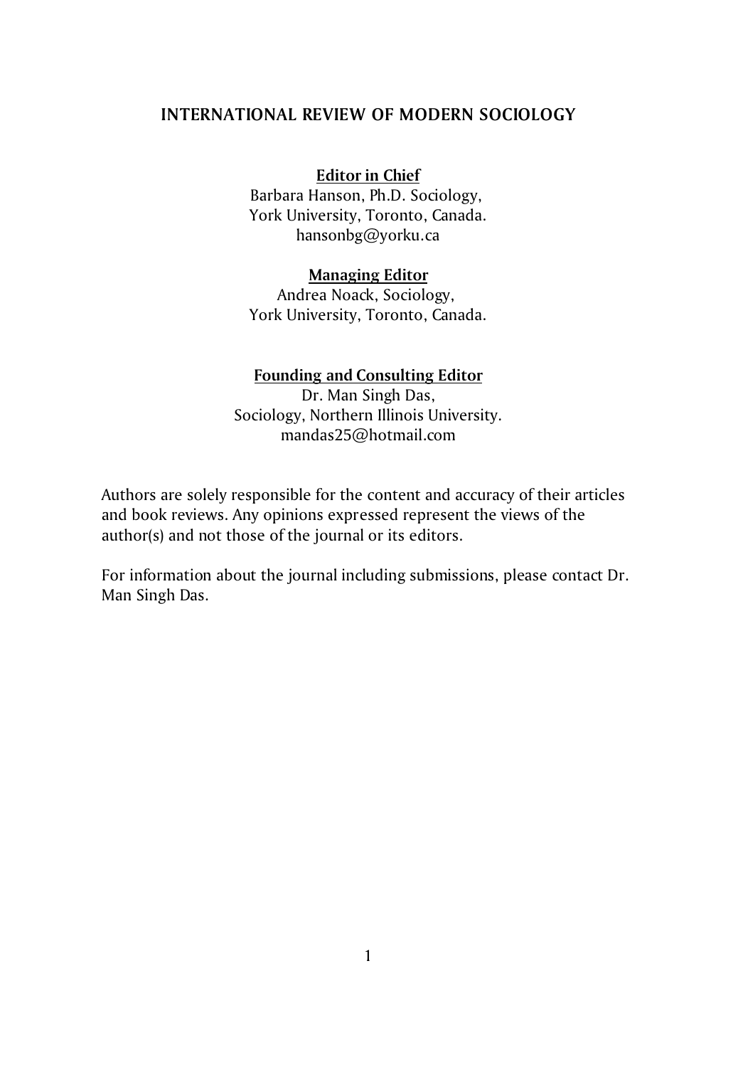# INTERNATIONAL REVIEW OF MODERN SOCIOLOGY

**Editor in Chief**

Barbara Hanson, Ph.D. Sociology,
York University, Toronto, Canada.
hansonbg@yorku.ca

**Managing Editor**

Andrea Noack, Sociology,
York University, Toronto, Canada.

**Founding and Consulting Editor**

Dr. Man Singh Das,
Sociology, Northern Illinois University.
mandas25@hotmail.com

Authors are solely responsible for the content and accuracy of their articles and book reviews. Any opinions expressed represent the views of the author(s) and not those of the journal or its editors.

For information about the journal including submissions, please contact Dr. Man Singh Das.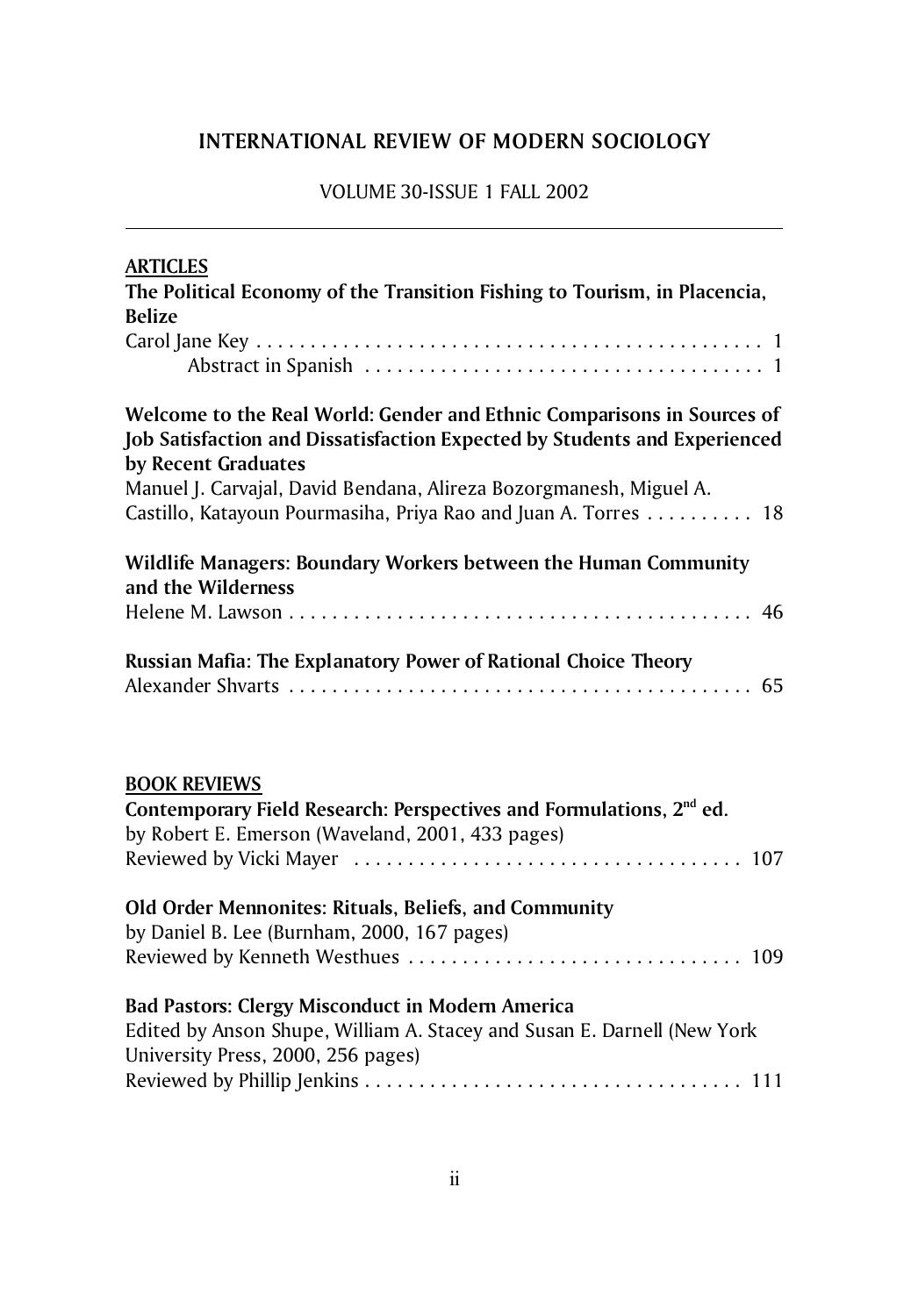# INTERNATIONAL REVIEW OF MODERN SOCIOLOGY

VOLUME 30-ISSUE 1 FALL 2002

---

## ARTICLES

**The Political Economy of the Transition Fishing to Tourism, in Placencia, Belize**

Carol Jane Key . . . . . . . . . . . . . . . . . . . . . . . . . . . . . . . . . . . . . . . . . . . . . . . 1

Abstract in Spanish . . . . . . . . . . . . . . . . . . . . . . . . . . . . . . . . . . . . 1

**Welcome to the Real World: Gender and Ethnic Comparisons in Sources of Job Satisfaction and Dissatisfaction Expected by Students and Experienced by Recent Graduates**

Manuel J. Carvajal, David Bendana, Alireza Bozorgmanesh, Miguel A. Castillo, Katayoun Pourmasiha, Priya Rao and Juan A. Torres . . . . . . . . . . 18

**Wildlife Managers: Boundary Workers between the Human Community and the Wilderness**

Helene M. Lawson . . . . . . . . . . . . . . . . . . . . . . . . . . . . . . . . . . . . . . . . . . . 46

**Russian Mafia: The Explanatory Power of Rational Choice Theory**

Alexander Shvarts . . . . . . . . . . . . . . . . . . . . . . . . . . . . . . . . . . . . . . . . . . . 65

## BOOK REVIEWS

**Contemporary Field Research: Perspectives and Formulations, 2nd ed.**

by Robert E. Emerson (Waveland, 2001, 433 pages)

Reviewed by Vicki Mayer . . . . . . . . . . . . . . . . . . . . . . . . . . . . . . . . . . . . 107

**Old Order Mennonites: Rituals, Beliefs, and Community**

by Daniel B. Lee (Burnham, 2000, 167 pages)

Reviewed by Kenneth Westhues . . . . . . . . . . . . . . . . . . . . . . . . . . . . . . . 109

**Bad Pastors: Clergy Misconduct in Modern America**

Edited by Anson Shupe, William A. Stacey and Susan E. Darnell (New York University Press, 2000, 256 pages)

Reviewed by Phillip Jenkins . . . . . . . . . . . . . . . . . . . . . . . . . . . . . . . . . . . 111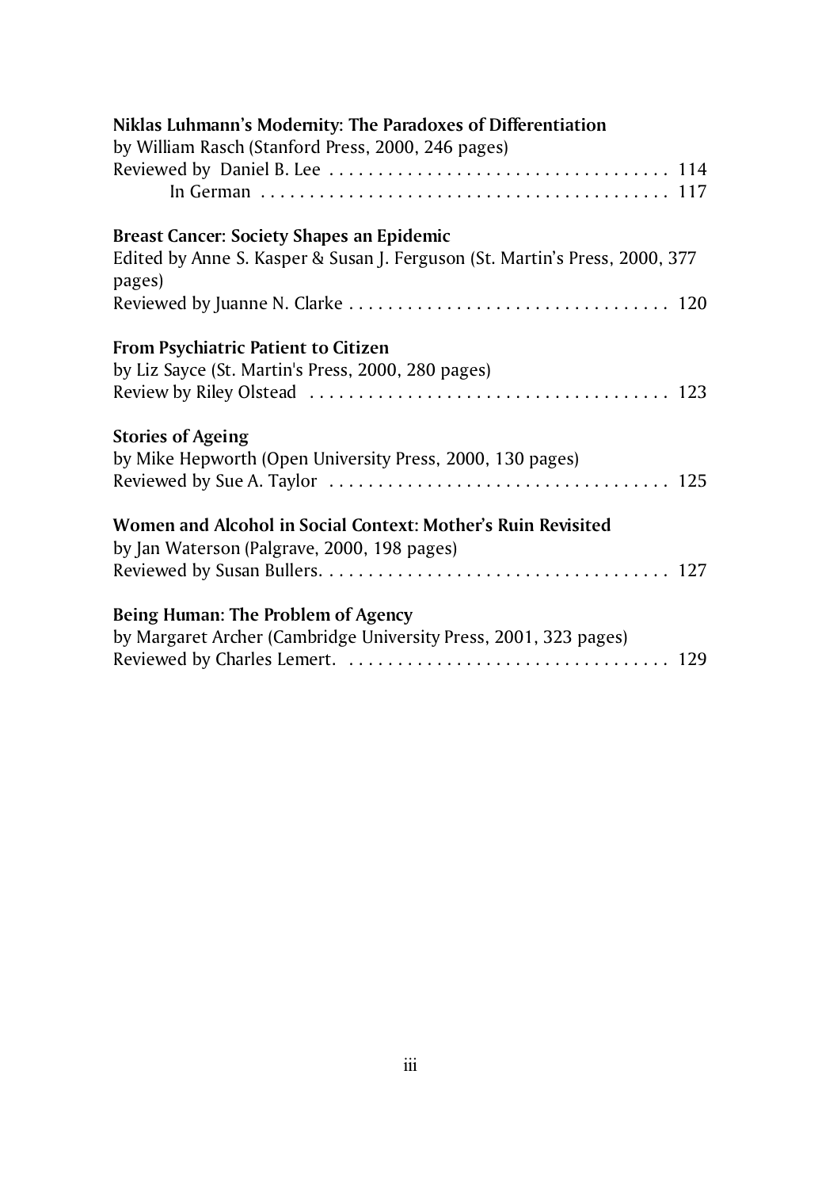**Niklas Luhmann's Modernity: The Paradoxes of Differentiation**
by William Rasch (Stanford Press, 2000, 246 pages)
Reviewed by Daniel B. Lee . . . . . . . . . . . . . . . . . . . . . . . . . . . . . . . . . . . 114
In German . . . . . . . . . . . . . . . . . . . . . . . . . . . . . . . . . . . . . . . . . . 117

**Breast Cancer: Society Shapes an Epidemic**
Edited by Anne S. Kasper & Susan J. Ferguson (St. Martin's Press, 2000, 377 pages)
Reviewed by Juanne N. Clarke . . . . . . . . . . . . . . . . . . . . . . . . . . . . . . . . . 120

**From Psychiatric Patient to Citizen**
by Liz Sayce (St. Martin's Press, 2000, 280 pages)
Review by Riley Olstead . . . . . . . . . . . . . . . . . . . . . . . . . . . . . . . . . . . . . 123

**Stories of Ageing**
by Mike Hepworth (Open University Press, 2000, 130 pages)
Reviewed by Sue A. Taylor . . . . . . . . . . . . . . . . . . . . . . . . . . . . . . . . . . . 125

**Women and Alcohol in Social Context: Mother's Ruin Revisited**
by Jan Waterson (Palgrave, 2000, 198 pages)
Reviewed by Susan Bullers. . . . . . . . . . . . . . . . . . . . . . . . . . . . . . . . . . . . 127

**Being Human: The Problem of Agency**
by Margaret Archer (Cambridge University Press, 2001, 323 pages)
Reviewed by Charles Lemert. . . . . . . . . . . . . . . . . . . . . . . . . . . . . . . . . 129